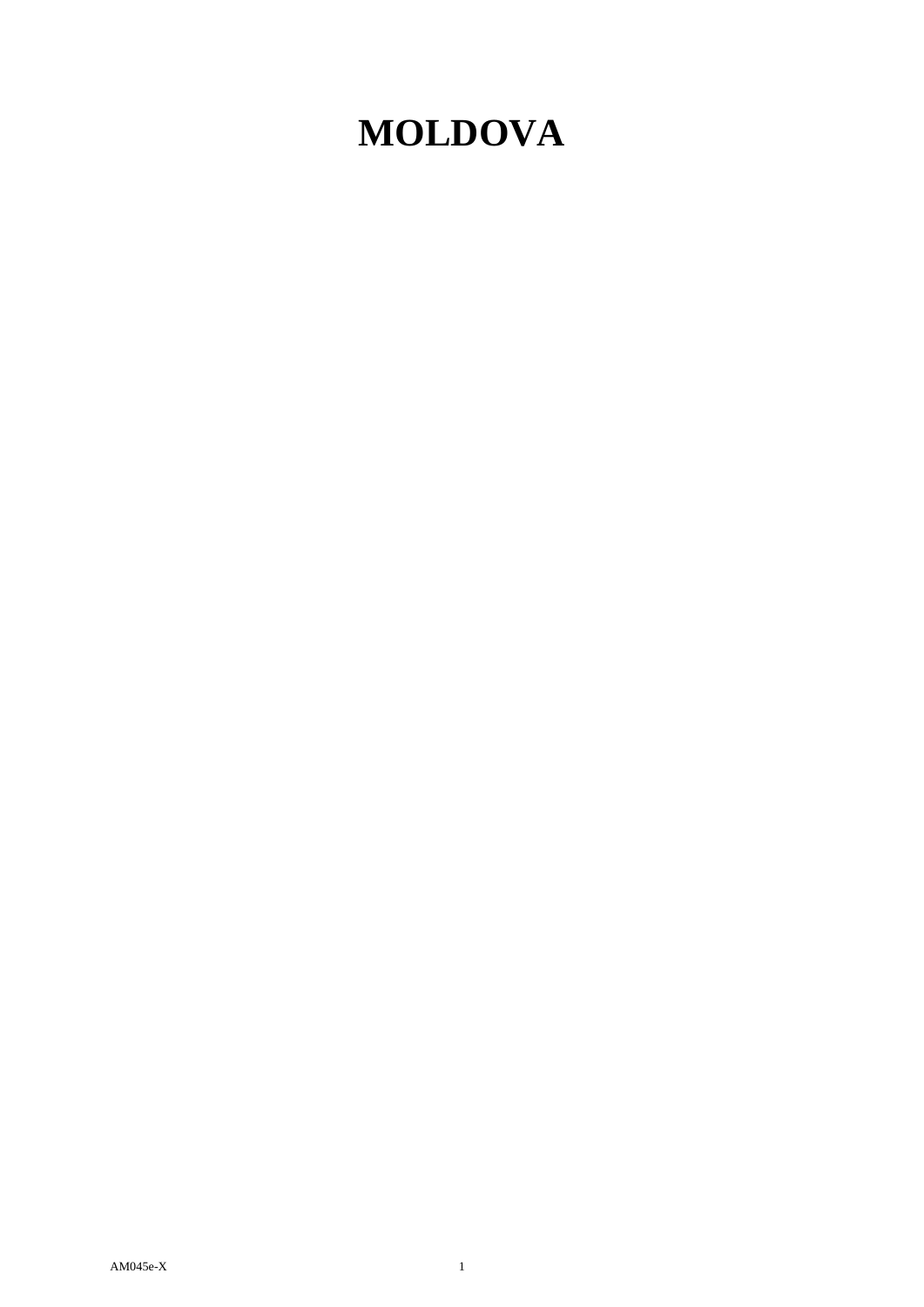# MOLDOVA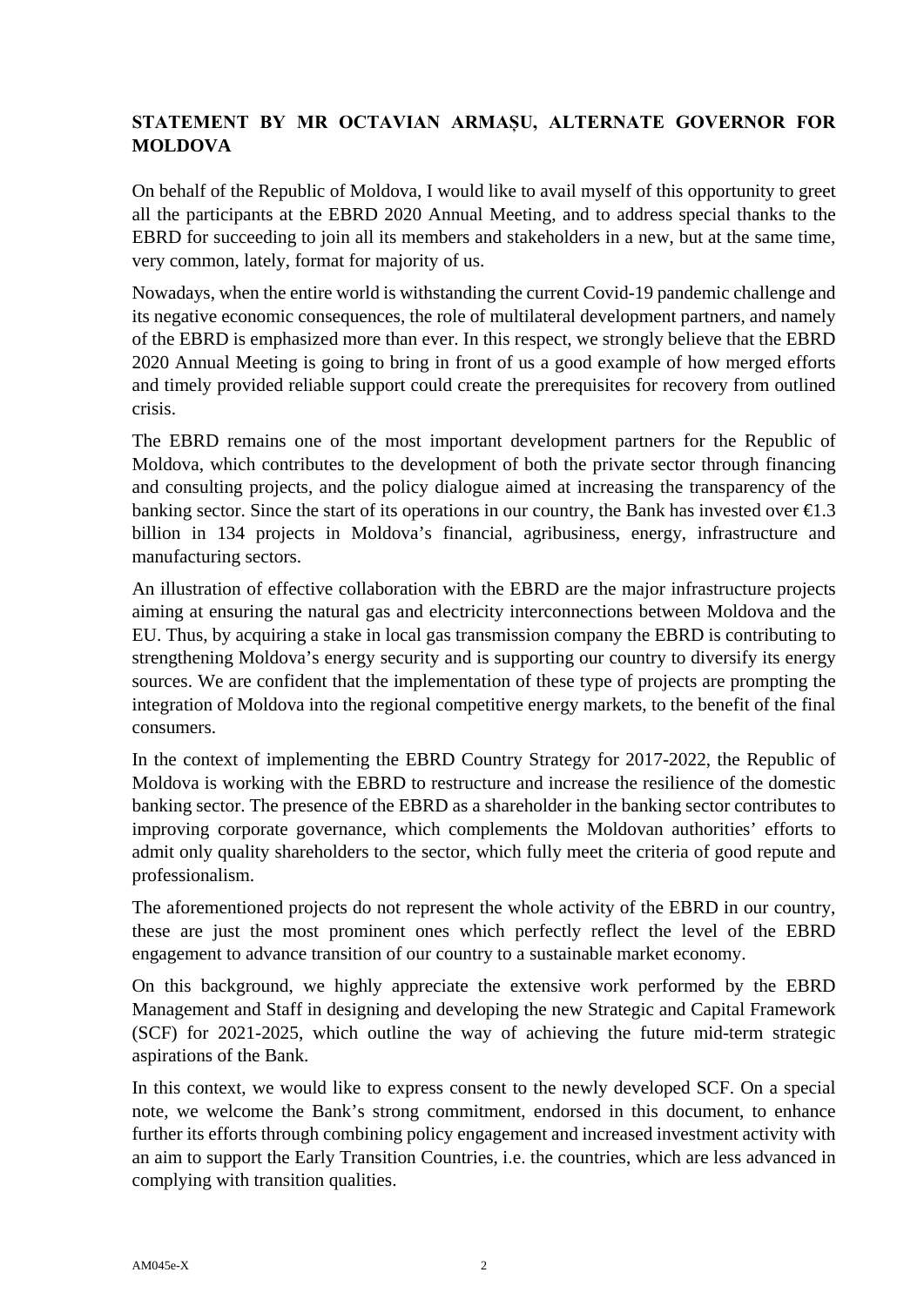**STATEMENT BY MR OCTAVIAN ARMAȘU, ALTERNATE GOVERNOR FOR MOLDOVA**

On behalf of the Republic of Moldova, I would like to avail myself of this opportunity to greet all the participants at the EBRD 2020 Annual Meeting, and to address special thanks to the EBRD for succeeding to join all its members and stakeholders in a new, but at the same time, very common, lately, format for majority of us.

Nowadays, when the entire world is withstanding the current Covid-19 pandemic challenge and its negative economic consequences, the role of multilateral development partners, and namely of the EBRD is emphasized more than ever. In this respect, we strongly believe that the EBRD 2020 Annual Meeting is going to bring in front of us a good example of how merged efforts and timely provided reliable support could create the prerequisites for recovery from outlined crisis.

The EBRD remains one of the most important development partners for the Republic of Moldova, which contributes to the development of both the private sector through financing and consulting projects, and the policy dialogue aimed at increasing the transparency of the banking sector. Since the start of its operations in our country, the Bank has invested over €1.3 billion in 134 projects in Moldova's financial, agribusiness, energy, infrastructure and manufacturing sectors.

An illustration of effective collaboration with the EBRD are the major infrastructure projects aiming at ensuring the natural gas and electricity interconnections between Moldova and the EU. Thus, by acquiring a stake in local gas transmission company the EBRD is contributing to strengthening Moldova's energy security and is supporting our country to diversify its energy sources. We are confident that the implementation of these type of projects are prompting the integration of Moldova into the regional competitive energy markets, to the benefit of the final consumers.

In the context of implementing the EBRD Country Strategy for 2017-2022, the Republic of Moldova is working with the EBRD to restructure and increase the resilience of the domestic banking sector. The presence of the EBRD as a shareholder in the banking sector contributes to improving corporate governance, which complements the Moldovan authorities' efforts to admit only quality shareholders to the sector, which fully meet the criteria of good repute and professionalism.

The aforementioned projects do not represent the whole activity of the EBRD in our country, these are just the most prominent ones which perfectly reflect the level of the EBRD engagement to advance transition of our country to a sustainable market economy.

On this background, we highly appreciate the extensive work performed by the EBRD Management and Staff in designing and developing the new Strategic and Capital Framework (SCF) for 2021-2025, which outline the way of achieving the future mid-term strategic aspirations of the Bank.

In this context, we would like to express consent to the newly developed SCF. On a special note, we welcome the Bank's strong commitment, endorsed in this document, to enhance further its efforts through combining policy engagement and increased investment activity with an aim to support the Early Transition Countries, i.e. the countries, which are less advanced in complying with transition qualities.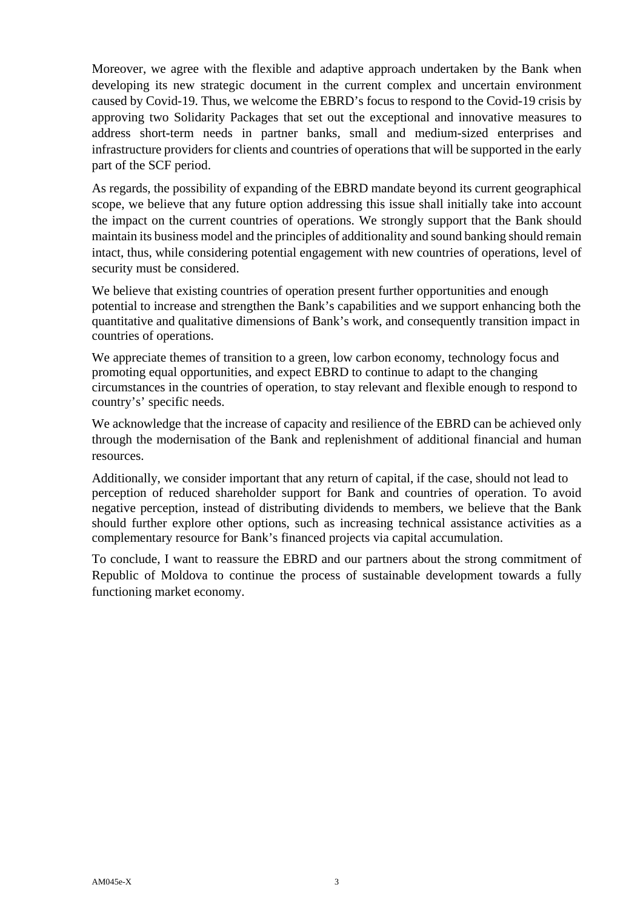Moreover, we agree with the flexible and adaptive approach undertaken by the Bank when developing its new strategic document in the current complex and uncertain environment caused by Covid-19. Thus, we welcome the EBRD's focus to respond to the Covid-19 crisis by approving two Solidarity Packages that set out the exceptional and innovative measures to address short-term needs in partner banks, small and medium-sized enterprises and infrastructure providers for clients and countries of operations that will be supported in the early part of the SCF period.

As regards, the possibility of expanding of the EBRD mandate beyond its current geographical scope, we believe that any future option addressing this issue shall initially take into account the impact on the current countries of operations. We strongly support that the Bank should maintain its business model and the principles of additionality and sound banking should remain intact, thus, while considering potential engagement with new countries of operations, level of security must be considered.

We believe that existing countries of operation present further opportunities and enough potential to increase and strengthen the Bank's capabilities and we support enhancing both the quantitative and qualitative dimensions of Bank's work, and consequently transition impact in countries of operations.

We appreciate themes of transition to a green, low carbon economy, technology focus and promoting equal opportunities, and expect EBRD to continue to adapt to the changing circumstances in the countries of operation, to stay relevant and flexible enough to respond to country's' specific needs.

We acknowledge that the increase of capacity and resilience of the EBRD can be achieved only through the modernisation of the Bank and replenishment of additional financial and human resources.

Additionally, we consider important that any return of capital, if the case, should not lead to perception of reduced shareholder support for Bank and countries of operation. To avoid negative perception, instead of distributing dividends to members, we believe that the Bank should further explore other options, such as increasing technical assistance activities as a complementary resource for Bank's financed projects via capital accumulation.

To conclude, I want to reassure the EBRD and our partners about the strong commitment of Republic of Moldova to continue the process of sustainable development towards a fully functioning market economy.